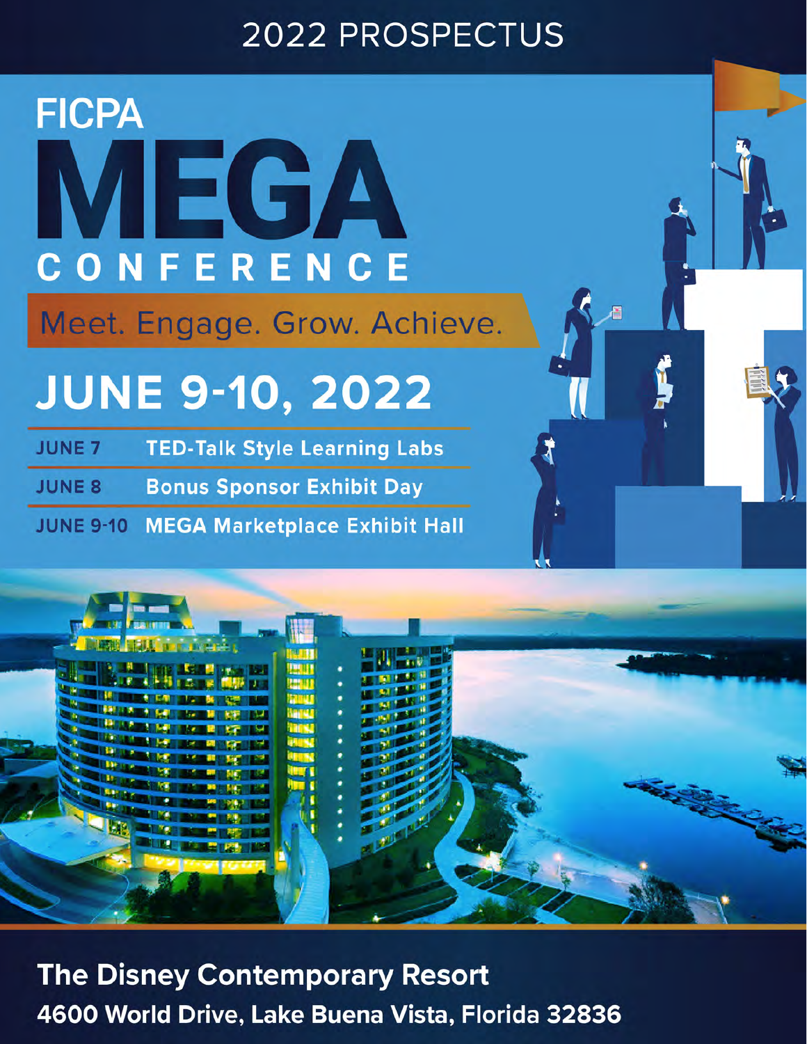2022 PROSPECTUS

# FICPA MEGA CONFERENCE

Meet. Engage. Grow. Achieve.

## JUNE 9-10, 2022

| | |
|---|---|
| JUNE 7 | TED-Talk Style Learning Labs |
| JUNE 8 | Bonus Sponsor Exhibit Day |
| JUNE 9-10 | MEGA Marketplace Exhibit Hall |

**The Disney Contemporary Resort**

**4600 World Drive, Lake Buena Vista, Florida 32836**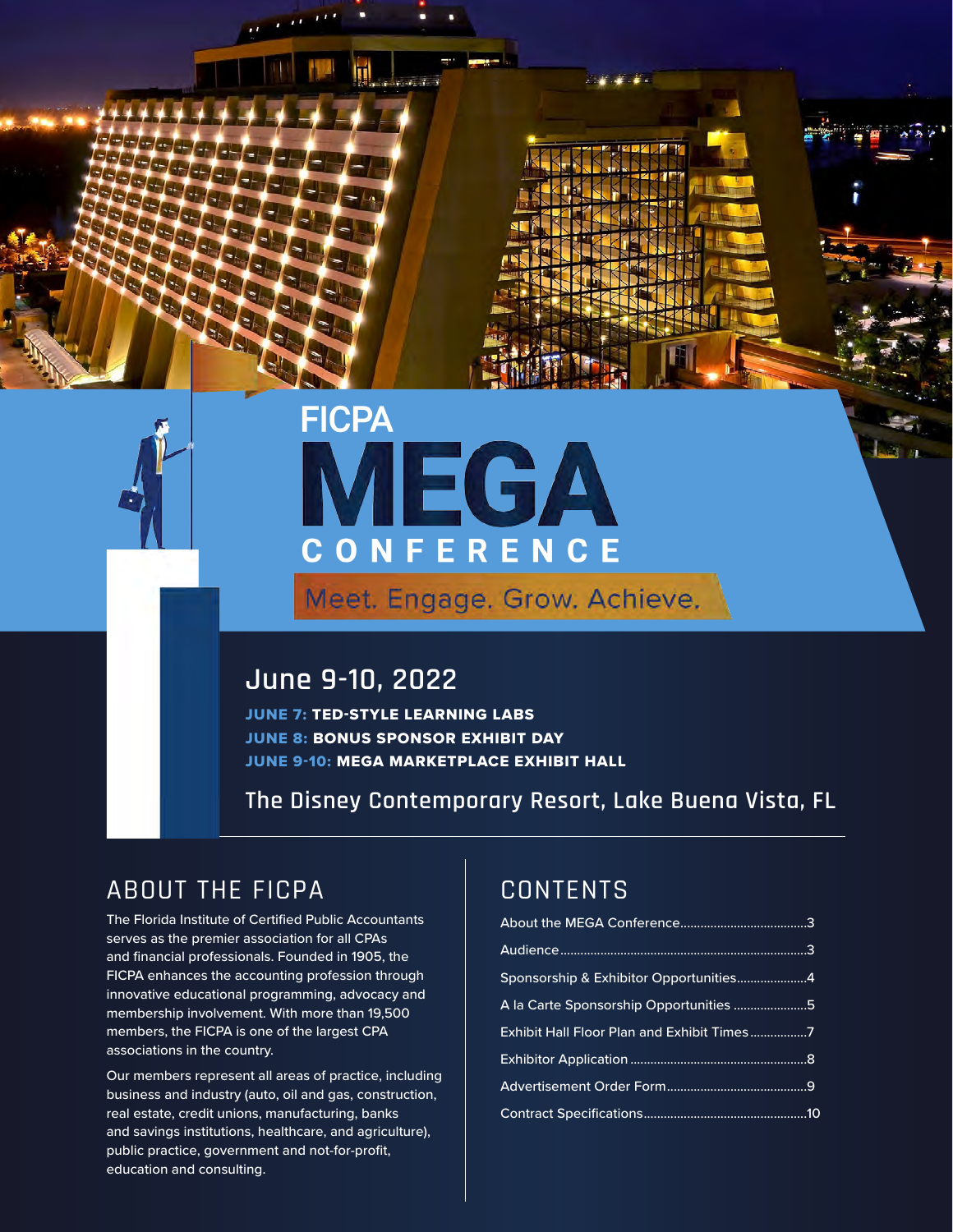# FICPA MEGA CONFERENCE

Meet. Engage. Grow. Achieve.

## June 9-10, 2022

**JUNE 7: TED-STYLE LEARNING LABS**
**JUNE 8: BONUS SPONSOR EXHIBIT DAY**
**JUNE 9-10: MEGA MARKETPLACE EXHIBIT HALL**

The Disney Contemporary Resort, Lake Buena Vista, FL

## ABOUT THE FICPA

The Florida Institute of Certified Public Accountants serves as the premier association for all CPAs and financial professionals. Founded in 1905, the FICPA enhances the accounting profession through innovative educational programming, advocacy and membership involvement. With more than 19,500 members, the FICPA is one of the largest CPA associations in the country.

Our members represent all areas of practice, including business and industry (auto, oil and gas, construction, real estate, credit unions, manufacturing, banks and savings institutions, healthcare, and agriculture), public practice, government and not-for-profit, education and consulting.

## CONTENTS

- About the MEGA Conference......3
- Audience......3
- Sponsorship & Exhibitor Opportunities......4
- A la Carte Sponsorship Opportunities......5
- Exhibit Hall Floor Plan and Exhibit Times......7
- Exhibitor Application......8
- Advertisement Order Form......9
- Contract Specifications......10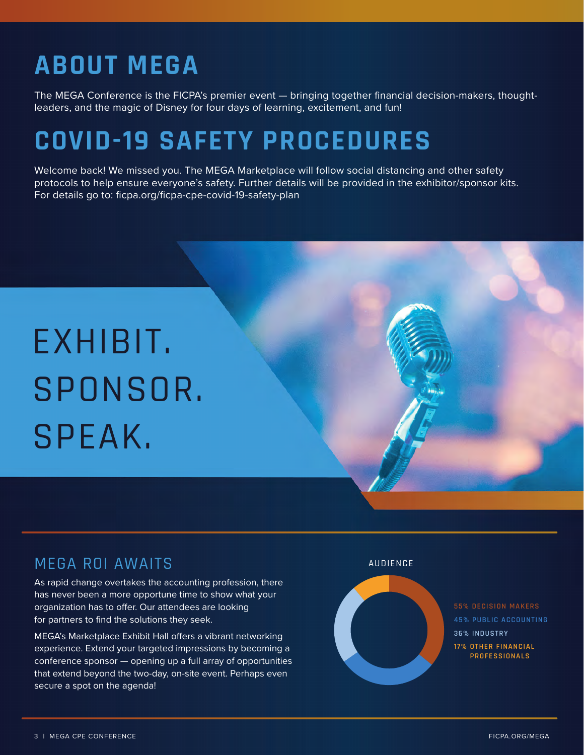# ABOUT MEGA

The MEGA Conference is the FICPA's premier event — bringing together financial decision-makers, thought-leaders, and the magic of Disney for four days of learning, excitement, and fun!

# COVID-19 SAFETY PROCEDURES

Welcome back! We missed you. The MEGA Marketplace will follow social distancing and other safety protocols to help ensure everyone's safety. Further details will be provided in the exhibitor/sponsor kits. For details go to: ficpa.org/ficpa-cpe-covid-19-safety-plan

EXHIBIT.
SPONSOR.
SPEAK.

## MEGA ROI AWAITS

As rapid change overtakes the accounting profession, there has never been a more opportune time to show what your organization has to offer. Our attendees are looking for partners to find the solutions they seek.

MEGA's Marketplace Exhibit Hall offers a vibrant networking experience. Extend your targeted impressions by becoming a conference sponsor — opening up a full array of opportunities that extend beyond the two-day, on-site event. Perhaps even secure a spot on the agenda!

AUDIENCE

- 55% DECISION MAKERS
- 45% PUBLIC ACCOUNTING
- 36% INDUSTRY
- 17% OTHER FINANCIAL PROFESSIONALS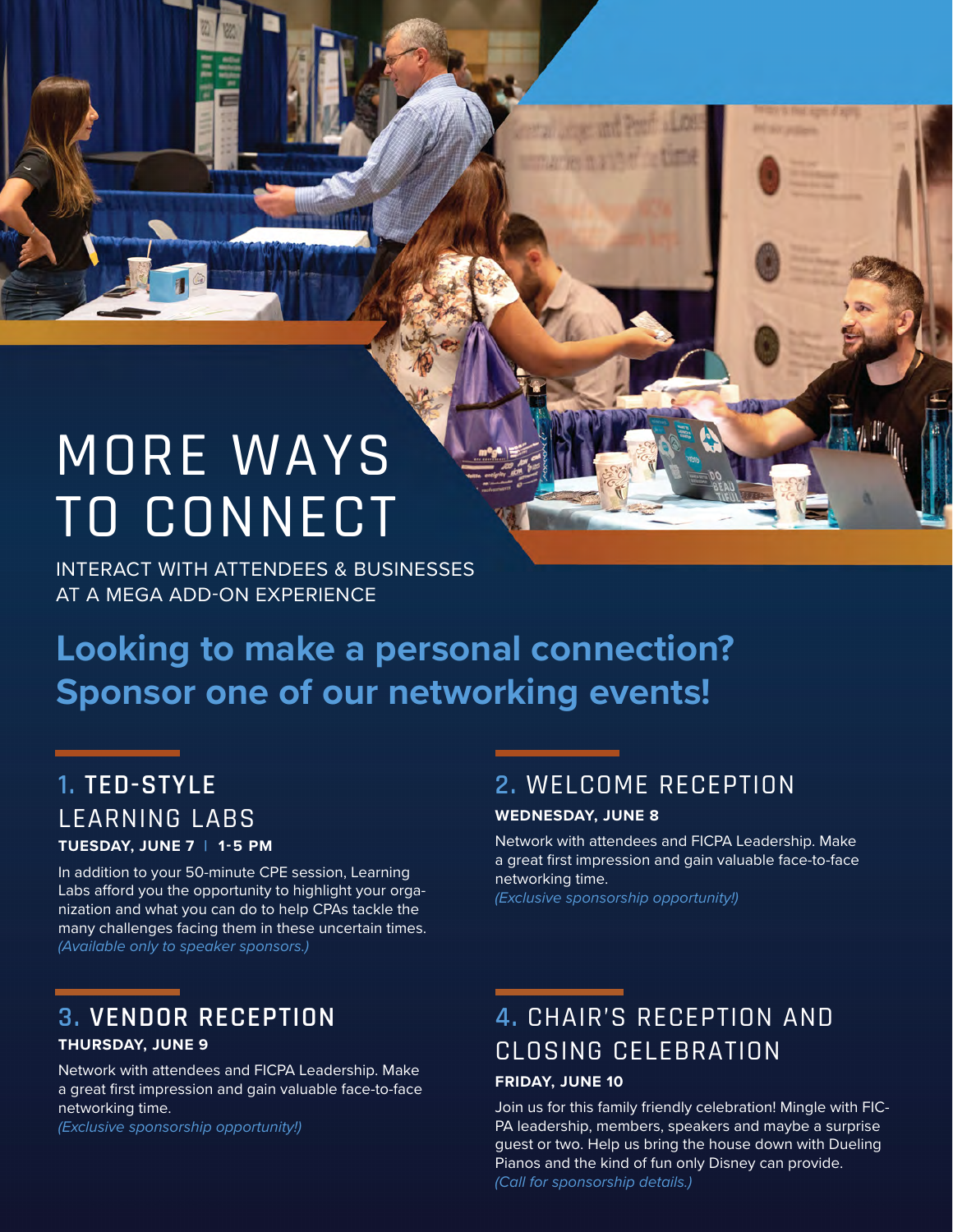# MORE WAYS TO CONNECT

INTERACT WITH ATTENDEES & BUSINESSES AT A MEGA ADD-ON EXPERIENCE

## Looking to make a personal connection? Sponsor one of our networking events!

### 1. TED-STYLE LEARNING LABS

**TUESDAY, JUNE 7 | 1-5 PM**

In addition to your 50-minute CPE session, Learning Labs afford you the opportunity to highlight your organization and what you can do to help CPAs tackle the many challenges facing them in these uncertain times.
*(Available only to speaker sponsors.)*

### 2. WELCOME RECEPTION

**WEDNESDAY, JUNE 8**

Network with attendees and FICPA Leadership. Make a great first impression and gain valuable face-to-face networking time.
*(Exclusive sponsorship opportunity!)*

### 3. VENDOR RECEPTION

**THURSDAY, JUNE 9**

Network with attendees and FICPA Leadership. Make a great first impression and gain valuable face-to-face networking time.
*(Exclusive sponsorship opportunity!)*

### 4. CHAIR'S RECEPTION AND CLOSING CELEBRATION

**FRIDAY, JUNE 10**

Join us for this family friendly celebration! Mingle with FICPA leadership, members, speakers and maybe a surprise guest or two. Help us bring the house down with Dueling Pianos and the kind of fun only Disney can provide.
*(Call for sponsorship details.)*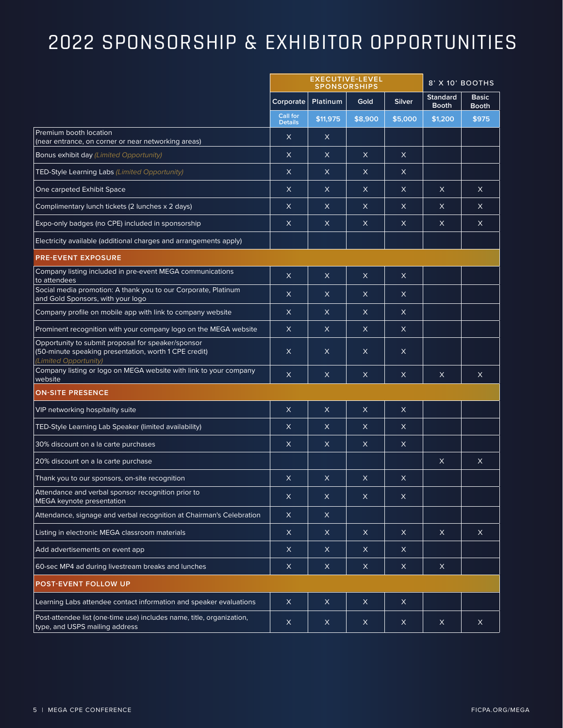# 2022 SPONSORSHIP & EXHIBITOR OPPORTUNITIES

| | EXECUTIVE-LEVEL SPONSORSHIPS | | | | 8' X 10' BOOTHS | |
|---|---|---|---|---|---|---|
| | Corporate | Platinum | Gold | Silver | Standard Booth | Basic Booth |
| | Call for Details | $11,975 | $8,900 | $5,000 | $1,200 | $975 |
| Premium booth location (near entrance, on corner or near networking areas) | X | X | | | | |
| Bonus exhibit day *(Limited Opportunity)* | X | X | X | X | | |
| TED-Style Learning Labs *(Limited Opportunity)* | X | X | X | X | | |
| One carpeted Exhibit Space | X | X | X | X | X | X |
| Complimentary lunch tickets (2 lunches x 2 days) | X | X | X | X | X | X |
| Expo-only badges (no CPE) included in sponsorship | X | X | X | X | X | X |
| Electricity available (additional charges and arrangements apply) | | | | | | |
| **PRE-EVENT EXPOSURE** | | | | | | |
| Company listing included in pre-event MEGA communications to attendees | X | X | X | X | | |
| Social media promotion: A thank you to our Corporate, Platinum and Gold Sponsors, with your logo | X | X | X | X | | |
| Company profile on mobile app with link to company website | X | X | X | X | | |
| Prominent recognition with your company logo on the MEGA website | X | X | X | X | | |
| Opportunity to submit proposal for speaker/sponsor (50-minute speaking presentation, worth 1 CPE credit) *(Limited Opportunity)* | X | X | X | X | | |
| Company listing or logo on MEGA website with link to your company website | X | X | X | X | X | X |
| **ON-SITE PRESENCE** | | | | | | |
| VIP networking hospitality suite | X | X | X | X | | |
| TED-Style Learning Lab Speaker (limited availability) | X | X | X | X | | |
| 30% discount on a la carte purchases | X | X | X | X | | |
| 20% discount on a la carte purchase | | | | | X | X |
| Thank you to our sponsors, on-site recognition | X | X | X | X | | |
| Attendance and verbal sponsor recognition prior to MEGA keynote presentation | X | X | X | X | | |
| Attendance, signage and verbal recognition at Chairman's Celebration | X | X | | | | |
| Listing in electronic MEGA classroom materials | X | X | X | X | X | X |
| Add advertisements on event app | X | X | X | X | | |
| 60-sec MP4 ad during livestream breaks and lunches | X | X | X | X | X | |
| **POST-EVENT FOLLOW UP** | | | | | | |
| Learning Labs attendee contact information and speaker evaluations | X | X | X | X | | |
| Post-attendee list (one-time use) includes name, title, organization, type, and USPS mailing address | X | X | X | X | X | X |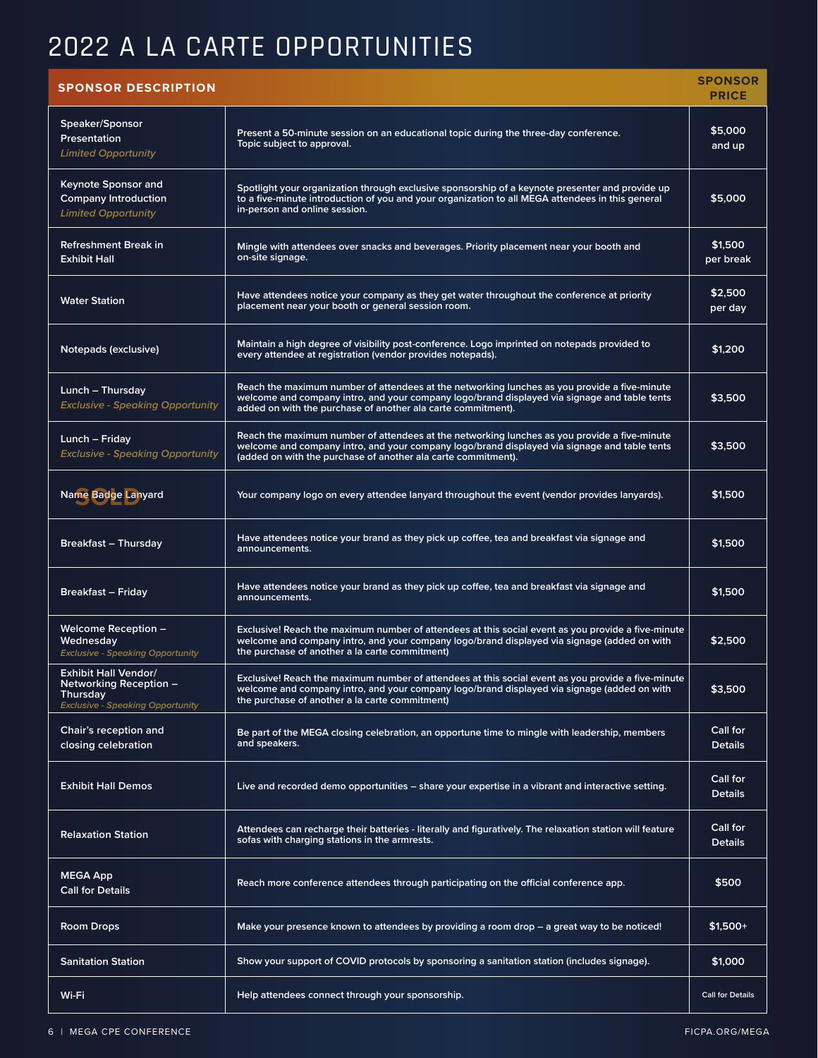# 2022 A LA CARTE OPPORTUNITIES

| SPONSOR DESCRIPTION | | SPONSOR PRICE |
|---|---|---|
| **Speaker/Sponsor Presentation** *Limited Opportunity* | Present a 50-minute session on an educational topic during the three-day conference. Topic subject to approval. | $5,000 and up |
| **Keynote Sponsor and Company Introduction** *Limited Opportunity* | Spotlight your organization through exclusive sponsorship of a keynote presenter and provide up to a five-minute introduction of you and your organization to all MEGA attendees in this general in-person and online session. | $5,000 |
| **Refreshment Break in Exhibit Hall** | Mingle with attendees over snacks and beverages. Priority placement near your booth and on-site signage. | $1,500 per break |
| **Water Station** | Have attendees notice your company as they get water throughout the conference at priority placement near your booth or general session room. | $2,500 per day |
| **Notepads (exclusive)** | Maintain a high degree of visibility post-conference. Logo imprinted on notepads provided to every attendee at registration (vendor provides notepads). | $1,200 |
| **Lunch – Thursday** *Exclusive - Speaking Opportunity* | Reach the maximum number of attendees at the networking lunches as you provide a five-minute welcome and company intro, and your company logo/brand displayed via signage and table tents added on with the purchase of another ala carte commitment). | $3,500 |
| **Lunch – Friday** *Exclusive - Speaking Opportunity* | Reach the maximum number of attendees at the networking lunches as you provide a five-minute welcome and company intro, and your company logo/brand displayed via signage and table tents (added on with the purchase of another ala carte commitment). | $3,500 |
| **Name Badge Lanyard** SOLD | Your company logo on every attendee lanyard throughout the event (vendor provides lanyards). | $1,500 |
| **Breakfast – Thursday** | Have attendees notice your brand as they pick up coffee, tea and breakfast via signage and announcements. | $1,500 |
| **Breakfast – Friday** | Have attendees notice your brand as they pick up coffee, tea and breakfast via signage and announcements. | $1,500 |
| **Welcome Reception – Wednesday** *Exclusive - Speaking Opportunity* | Exclusive! Reach the maximum number of attendees at this social event as you provide a five-minute welcome and company intro, and your company logo/brand displayed via signage (added on with the purchase of another a la carte commitment) | $2,500 |
| **Exhibit Hall Vendor/ Networking Reception – Thursday** *Exclusive - Speaking Opportunity* | Exclusive! Reach the maximum number of attendees at this social event as you provide a five-minute welcome and company intro, and your company logo/brand displayed via signage (added on with the purchase of another a la carte commitment) | $3,500 |
| **Chair's reception and closing celebration** | Be part of the MEGA closing celebration, an opportune time to mingle with leadership, members and speakers. | Call for Details |
| **Exhibit Hall Demos** | Live and recorded demo opportunities – share your expertise in a vibrant and interactive setting. | Call for Details |
| **Relaxation Station** | Attendees can recharge their batteries - literally and figuratively. The relaxation station will feature sofas with charging stations in the armrests. | Call for Details |
| **MEGA App Call for Details** | Reach more conference attendees through participating on the official conference app. | $500 |
| **Room Drops** | Make your presence known to attendees by providing a room drop – a great way to be noticed! | $1,500+ |
| **Sanitation Station** | Show your support of COVID protocols by sponsoring a sanitation station (includes signage). | $1,000 |
| **Wi-Fi** | Help attendees connect through your sponsorship. | Call for Details |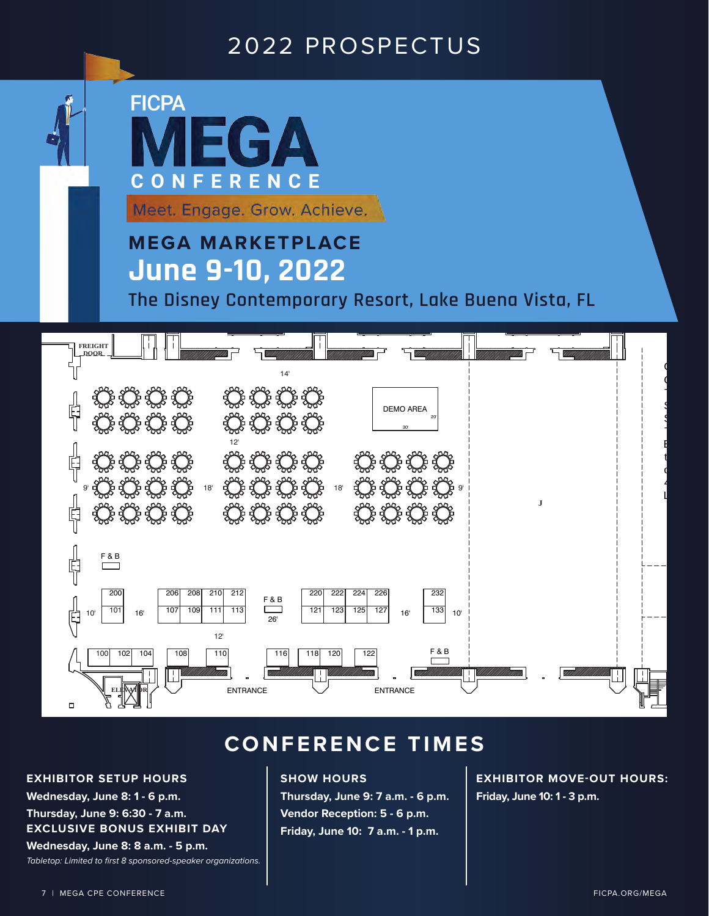# 2022 PROSPECTUS

FICPA **MEGA** CONFERENCE

Meet. Engage. Grow. Achieve.

## MEGA MARKETPLACE

## June 9-10, 2022

The Disney Contemporary Resort, Lake Buena Vista, FL

FREIGHT DOOR

DEMO AREA

F & B

200 206 208 210 212 220 222 224 226 232

101 107 109 111 113 121 123 125 127 133

100 102 104 108 110 116 118 120 122

ELEVATOR

ENTRANCE

ENTRANCE

## CONFERENCE TIMES

**EXHIBITOR SETUP HOURS**

**Wednesday, June 8: 1 - 6 p.m.**

**Thursday, June 9: 6:30 - 7 a.m.**

**EXCLUSIVE BONUS EXHIBIT DAY**

**Wednesday, June 8: 8 a.m. - 5 p.m.**

*Tabletop: Limited to first 8 sponsored-speaker organizations.*

**SHOW HOURS**

**Thursday, June 9: 7 a.m. - 6 p.m.**

**Vendor Reception: 5 - 6 p.m.**

**Friday, June 10: 7 a.m. - 1 p.m.**

**EXHIBITOR MOVE-OUT HOURS:**

**Friday, June 10: 1 - 3 p.m.**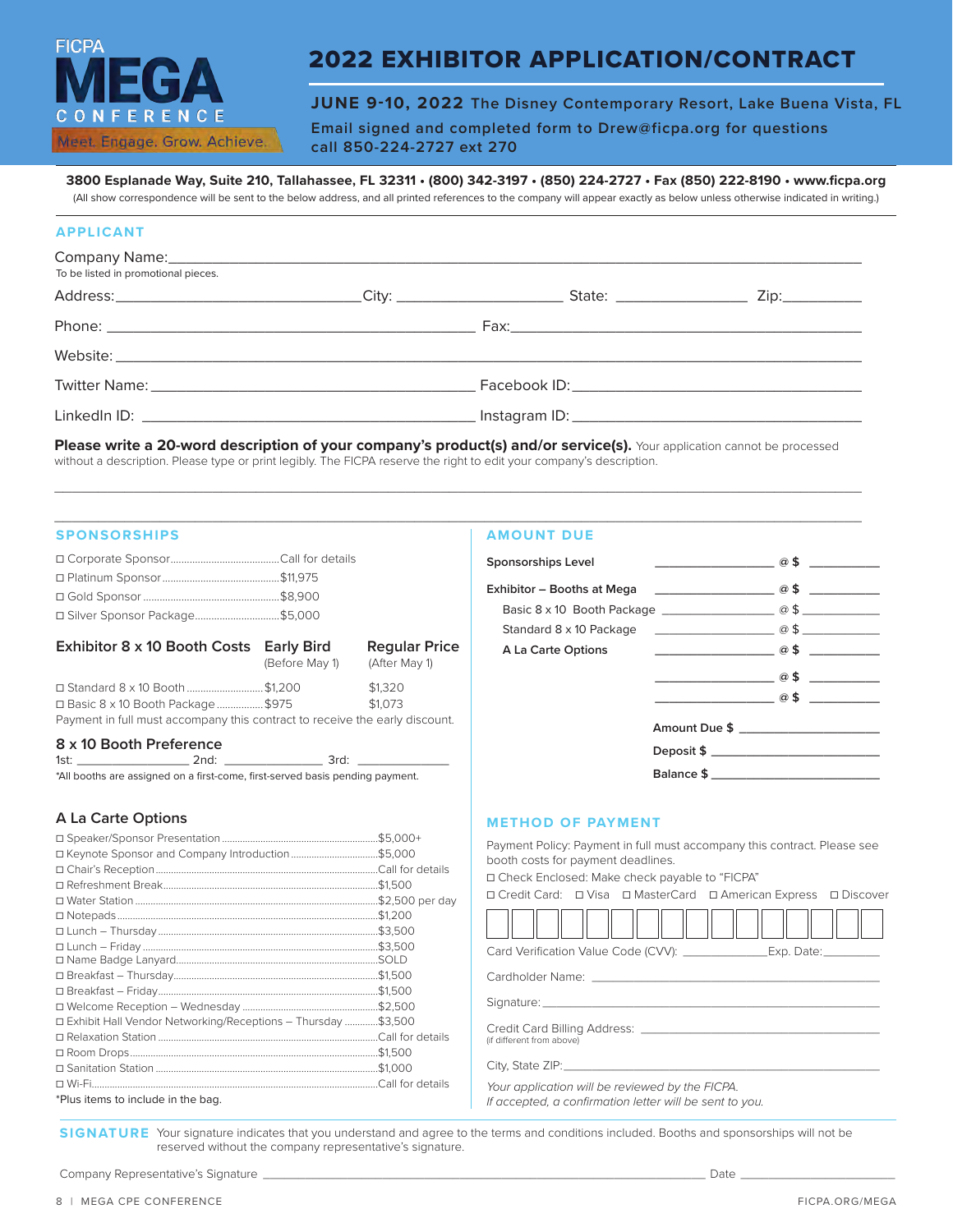FICPA MEGA CONFERENCE
Meet. Engage. Grow. Achieve.

# 2022 EXHIBITOR APPLICATION/CONTRACT

**JUNE 9-10, 2022** The Disney Contemporary Resort, Lake Buena Vista, FL

Email signed and completed form to Drew@ficpa.org for questions call 850-224-2727 ext 270

**3800 Esplanade Way, Suite 210, Tallahassee, FL 32311 • (800) 342-3197 • (850) 224-2727 • Fax (850) 222-8190 • www.ficpa.org**

(All show correspondence will be sent to the below address, and all printed references to the company will appear exactly as below unless otherwise indicated in writing.)

## APPLICANT

Company Name: ____________________
To be listed in promotional pieces.

Address: ____________________ City: ____________________ State: ____________ Zip: __________

Phone: ____________________ Fax: ____________________

Website: ____________________

Twitter Name: ____________________ Facebook ID: ____________________

LinkedIn ID: ____________________ Instagram ID: ____________________

**Please write a 20-word description of your company's product(s) and/or service(s).** Your application cannot be processed without a description. Please type or print legibly. The FICPA reserve the right to edit your company's description.

______________________________________________

______________________________________________

## SPONSORSHIPS

- ☐ Corporate Sponsor........Call for details
- ☐ Platinum Sponsor........$11,975
- ☐ Gold Sponsor........$8,900
- ☐ Silver Sponsor Package........$5,000

| Exhibitor 8 x 10 Booth Costs | Early Bird (Before May 1) | Regular Price (After May 1) |
|---|---|---|
| ☐ Standard 8 x 10 Booth | $1,200 | $1,320 |
| ☐ Basic 8 x 10 Booth Package | $975 | $1,073 |

Payment in full must accompany this contract to receive the early discount.

### 8 x 10 Booth Preference

1st: ____________ 2nd: ____________ 3rd: ____________

*All booths are assigned on a first-come, first-served basis pending payment.

### A La Carte Options

- ☐ Speaker/Sponsor Presentation........$5,000+
- ☐ Keynote Sponsor and Company Introduction........$5,000
- ☐ Chair's Reception........Call for details
- ☐ Refreshment Break........$1,500
- ☐ Water Station........$2,500 per day
- ☐ Notepads........$1,200
- ☐ Lunch – Thursday........$3,500
- ☐ Lunch – Friday........$3,500
- ☐ Name Badge Lanyard........SOLD
- ☐ Breakfast – Thursday........$1,500
- ☐ Breakfast – Friday........$1,500
- ☐ Welcome Reception – Wednesday........$2,500
- ☐ Exhibit Hall Vendor Networking/Receptions – Thursday........$3,500
- ☐ Relaxation Station........Call for details
- ☐ Room Drops........$1,500
- ☐ Sanitation Station........$1,000
- ☐ Wi-Fi........Call for details

*Plus items to include in the bag.

## AMOUNT DUE

| | | |
|---|---|---|
| **Sponsorships Level** | ____________ @ $ | ________ |
| **Exhibitor – Booths at Mega** | ____________ @ $ | ________ |
| Basic 8 x 10 Booth Package | ____________ @ $ | ________ |
| Standard 8 x 10 Package | ____________ @ $ | ________ |
| **A La Carte Options** | ____________ @ $ | ________ |
| | ____________ @ $ | ________ |
| | ____________ @ $ | ________ |

**Amount Due $** ____________

**Deposit $** ____________

**Balance $** ____________

## METHOD OF PAYMENT

Payment Policy: Payment in full must accompany this contract. Please see booth costs for payment deadlines.

☐ Check Enclosed: Make check payable to "FICPA"

☐ Credit Card: ☐ Visa ☐ MasterCard ☐ American Express ☐ Discover

| | | | | | | | | | | | | | | | |
|---|---|---|---|---|---|---|---|---|---|---|---|---|---|---|---|

Card Verification Value Code (CVV): ____________ Exp. Date: ________

Cardholder Name: ____________________

Signature: ____________________

Credit Card Billing Address: ____________________
(if different from above)

City, State ZIP: ____________________

*Your application will be reviewed by the FICPA.*
*If accepted, a confirmation letter will be sent to you.*

## SIGNATURE

Your signature indicates that you understand and agree to the terms and conditions included. Booths and sponsorships will not be reserved without the company representative's signature.

Company Representative's Signature ______________________________ Date ______________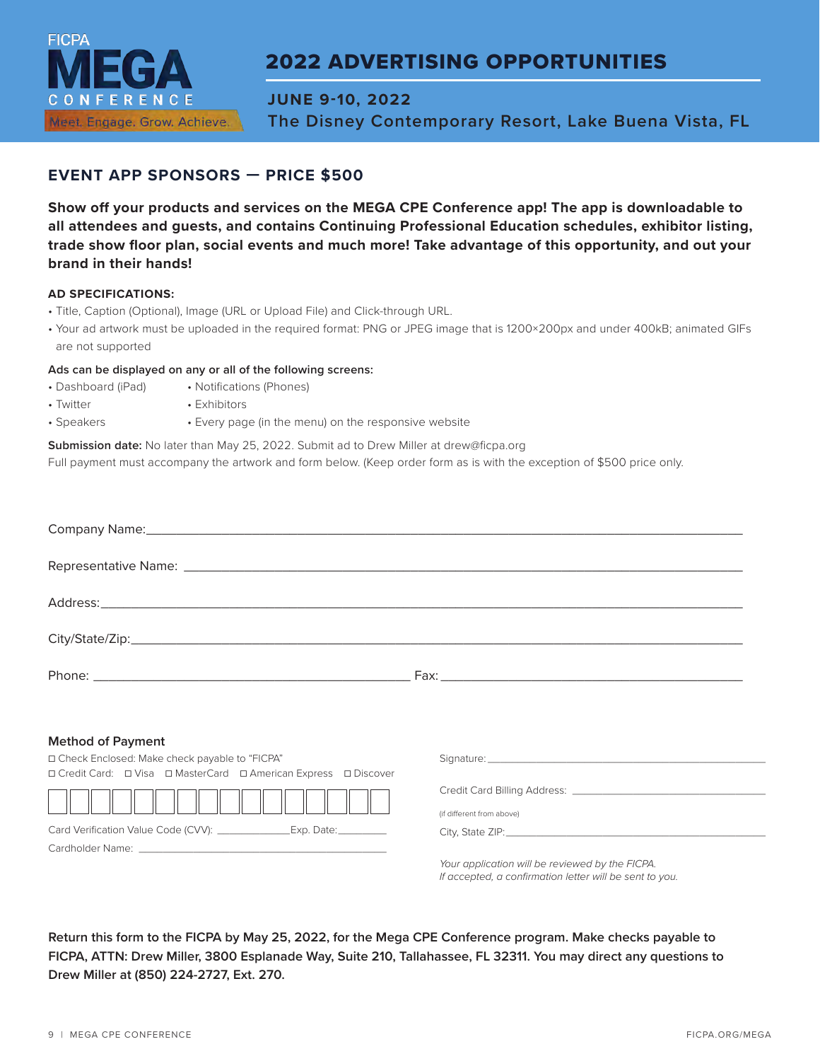FICPA **MEGA** CONFERENCE
Meet. Engage. Grow. Achieve.

# 2022 ADVERTISING OPPORTUNITIES

**JUNE 9-10, 2022**
The Disney Contemporary Resort, Lake Buena Vista, FL

## EVENT APP SPONSORS — PRICE $500

**Show off your products and services on the MEGA CPE Conference app! The app is downloadable to all attendees and guests, and contains Continuing Professional Education schedules, exhibitor listing, trade show floor plan, social events and much more! Take advantage of this opportunity, and out your brand in their hands!**

**AD SPECIFICATIONS:**

- Title, Caption (Optional), Image (URL or Upload File) and Click-through URL.
- Your ad artwork must be uploaded in the required format: PNG or JPEG image that is 1200×200px and under 400kB; animated GIFs are not supported

**Ads can be displayed on any or all of the following screens:**

- Dashboard (iPad)
- Twitter
- Speakers
- Notifications (Phones)
- Exhibitors
- Every page (in the menu) on the responsive website

**Submission date:** No later than May 25, 2022. Submit ad to Drew Miller at drew@ficpa.org
Full payment must accompany the artwork and form below. (Keep order form as is with the exception of $500 price only.

Company Name:\_\_\_\_\_\_\_\_\_\_\_\_\_\_\_\_\_\_\_\_\_\_\_\_\_\_\_\_\_\_\_\_\_\_\_\_

Representative Name: \_\_\_\_\_\_\_\_\_\_\_\_\_\_\_\_\_\_\_\_\_\_\_\_\_\_\_\_\_\_\_\_

Address:\_\_\_\_\_\_\_\_\_\_\_\_\_\_\_\_\_\_\_\_\_\_\_\_\_\_\_\_\_\_\_\_\_\_\_\_\_\_\_\_

City/State/Zip:\_\_\_\_\_\_\_\_\_\_\_\_\_\_\_\_\_\_\_\_\_\_\_\_\_\_\_\_\_\_\_\_\_\_\_\_

Phone: \_\_\_\_\_\_\_\_\_\_\_\_\_\_\_\_\_\_\_\_ Fax: \_\_\_\_\_\_\_\_\_\_\_\_\_\_\_\_\_\_\_\_

### Method of Payment

☐ Check Enclosed: Make check payable to "FICPA"
☐ Credit Card: ☐ Visa ☐ MasterCard ☐ American Express ☐ Discover

☐☐☐☐☐☐☐☐☐☐☐☐☐☐☐☐

Card Verification Value Code (CVV): \_\_\_\_\_\_\_\_\_\_Exp. Date:\_\_\_\_\_\_\_\_

Cardholder Name: \_\_\_\_\_\_\_\_\_\_\_\_\_\_\_\_\_\_\_\_\_\_\_\_\_\_\_\_\_\_

Signature:\_\_\_\_\_\_\_\_\_\_\_\_\_\_\_\_\_\_\_\_\_\_\_\_\_\_\_\_\_\_

Credit Card Billing Address: \_\_\_\_\_\_\_\_\_\_\_\_\_\_\_\_\_\_\_\_

(if different from above)

City, State ZIP:\_\_\_\_\_\_\_\_\_\_\_\_\_\_\_\_\_\_\_\_\_\_\_\_\_\_\_\_\_\_

*Your application will be reviewed by the FICPA.*
*If accepted, a confirmation letter will be sent to you.*

**Return this form to the FICPA by May 25, 2022, for the Mega CPE Conference program. Make checks payable to FICPA, ATTN: Drew Miller, 3800 Esplanade Way, Suite 210, Tallahassee, FL 32311. You may direct any questions to Drew Miller at (850) 224-2727, Ext. 270.**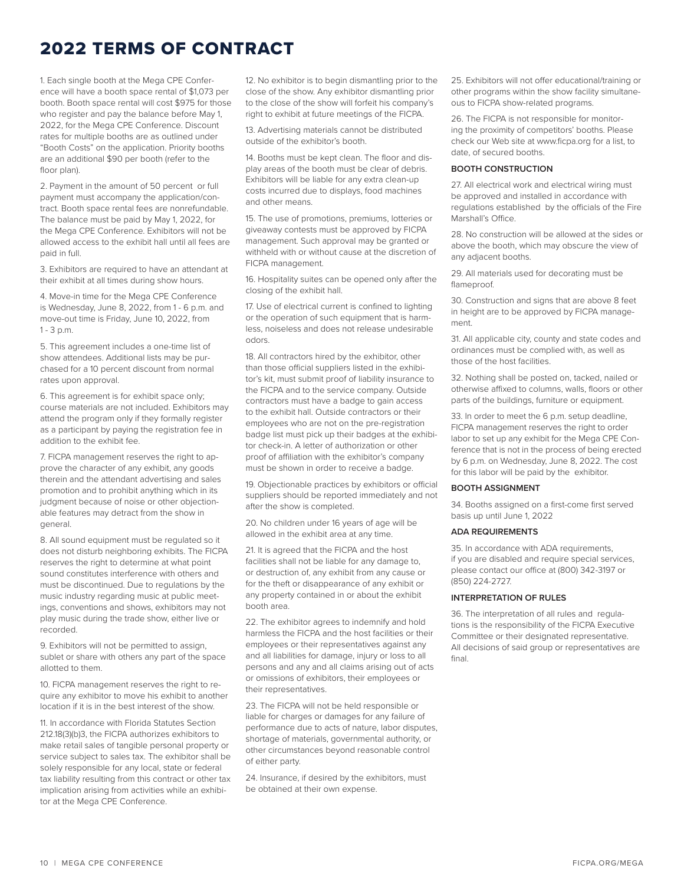# 2022 TERMS OF CONTRACT

1. Each single booth at the Mega CPE Conference will have a booth space rental of $1,073 per booth. Booth space rental will cost $975 for those who register and pay the balance before May 1, 2022, for the Mega CPE Conference. Discount rates for multiple booths are as outlined under "Booth Costs" on the application. Priority booths are an additional $90 per booth (refer to the floor plan).

2. Payment in the amount of 50 percent or full payment must accompany the application/contract. Booth space rental fees are nonrefundable. The balance must be paid by May 1, 2022, for the Mega CPE Conference. Exhibitors will not be allowed access to the exhibit hall until all fees are paid in full.

3. Exhibitors are required to have an attendant at their exhibit at all times during show hours.

4. Move-in time for the Mega CPE Conference is Wednesday, June 8, 2022, from 1 - 6 p.m. and move-out time is Friday, June 10, 2022, from 1 - 3 p.m.

5. This agreement includes a one-time list of show attendees. Additional lists may be purchased for a 10 percent discount from normal rates upon approval.

6. This agreement is for exhibit space only; course materials are not included. Exhibitors may attend the program only if they formally register as a participant by paying the registration fee in addition to the exhibit fee.

7. FICPA management reserves the right to approve the character of any exhibit, any goods therein and the attendant advertising and sales promotion and to prohibit anything which in its judgment because of noise or other objectionable features may detract from the show in general.

8. All sound equipment must be regulated so it does not disturb neighboring exhibits. The FICPA reserves the right to determine at what point sound constitutes interference with others and must be discontinued. Due to regulations by the music industry regarding music at public meetings, conventions and shows, exhibitors may not play music during the trade show, either live or recorded.

9. Exhibitors will not be permitted to assign, sublet or share with others any part of the space allotted to them.

10. FICPA management reserves the right to require any exhibitor to move his exhibit to another location if it is in the best interest of the show.

11. In accordance with Florida Statutes Section 212.18(3)(b)3, the FICPA authorizes exhibitors to make retail sales of tangible personal property or service subject to sales tax. The exhibitor shall be solely responsible for any local, state or federal tax liability resulting from this contract or other tax implication arising from activities while an exhibitor at the Mega CPE Conference.

12. No exhibitor is to begin dismantling prior to the close of the show. Any exhibitor dismantling prior to the close of the show will forfeit his company's right to exhibit at future meetings of the FICPA.

13. Advertising materials cannot be distributed outside of the exhibitor's booth.

14. Booths must be kept clean. The floor and display areas of the booth must be clear of debris. Exhibitors will be liable for any extra clean-up costs incurred due to displays, food machines and other means.

15. The use of promotions, premiums, lotteries or giveaway contests must be approved by FICPA management. Such approval may be granted or withheld with or without cause at the discretion of FICPA management.

16. Hospitality suites can be opened only after the closing of the exhibit hall.

17. Use of electrical current is confined to lighting or the operation of such equipment that is harmless, noiseless and does not release undesirable odors.

18. All contractors hired by the exhibitor, other than those official suppliers listed in the exhibitor's kit, must submit proof of liability insurance to the FICPA and to the service company. Outside contractors must have a badge to gain access to the exhibit hall. Outside contractors or their employees who are not on the pre-registration badge list must pick up their badges at the exhibitor check-in. A letter of authorization or other proof of affiliation with the exhibitor's company must be shown in order to receive a badge.

19. Objectionable practices by exhibitors or official suppliers should be reported immediately and not after the show is completed.

20. No children under 16 years of age will be allowed in the exhibit area at any time.

21. It is agreed that the FICPA and the host facilities shall not be liable for any damage to, or destruction of, any exhibit from any cause or for the theft or disappearance of any exhibit or any property contained in or about the exhibit booth area.

22. The exhibitor agrees to indemnify and hold harmless the FICPA and the host facilities or their employees or their representatives against any and all liabilities for damage, injury or loss to all persons and any and all claims arising out of acts or omissions of exhibitors, their employees or their representatives.

23. The FICPA will not be held responsible or liable for charges or damages for any failure of performance due to acts of nature, labor disputes, shortage of materials, governmental authority, or other circumstances beyond reasonable control of either party.

24. Insurance, if desired by the exhibitors, must be obtained at their own expense.

25. Exhibitors will not offer educational/training or other programs within the show facility simultaneous to FICPA show-related programs.

26. The FICPA is not responsible for monitoring the proximity of competitors' booths. Please check our Web site at www.ficpa.org for a list, to date, of secured booths.

### BOOTH CONSTRUCTION

27. All electrical work and electrical wiring must be approved and installed in accordance with regulations established by the officials of the Fire Marshall's Office.

28. No construction will be allowed at the sides or above the booth, which may obscure the view of any adjacent booths.

29. All materials used for decorating must be flameproof.

30. Construction and signs that are above 8 feet in height are to be approved by FICPA management.

31. All applicable city, county and state codes and ordinances must be complied with, as well as those of the host facilities.

32. Nothing shall be posted on, tacked, nailed or otherwise affixed to columns, walls, floors or other parts of the buildings, furniture or equipment.

33. In order to meet the 6 p.m. setup deadline, FICPA management reserves the right to order labor to set up any exhibit for the Mega CPE Conference that is not in the process of being erected by 6 p.m. on Wednesday, June 8, 2022. The cost for this labor will be paid by the exhibitor.

### BOOTH ASSIGNMENT

34. Booths assigned on a first-come first served basis up until June 1, 2022

### ADA REQUIREMENTS

35. In accordance with ADA requirements, if you are disabled and require special services, please contact our office at (800) 342-3197 or (850) 224-2727.

### INTERPRETATION OF RULES

36. The interpretation of all rules and regulations is the responsibility of the FICPA Executive Committee or their designated representative. All decisions of said group or representatives are final.